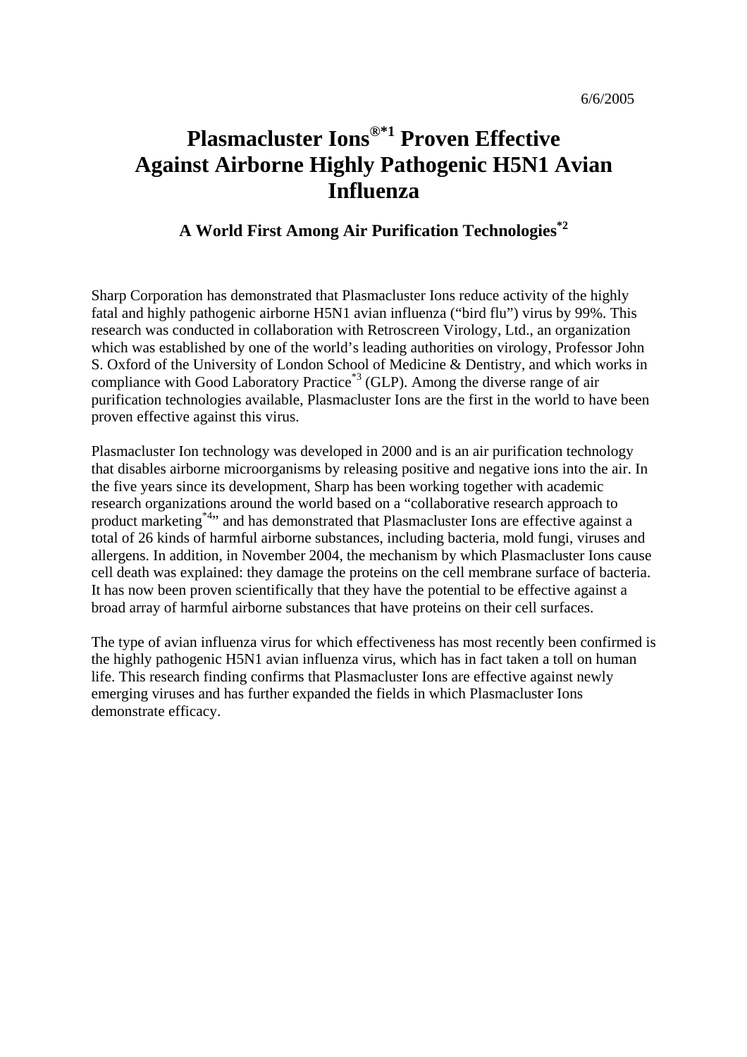6/6/2005

# Plasmacluster Ions®[*1] Proven Effective Against Airborne Highly Pathogenic H5N1 Avian Influenza

### A World First Among Air Purification Technologies[*2]

Sharp Corporation has demonstrated that Plasmacluster Ions reduce activity of the highly fatal and highly pathogenic airborne H5N1 avian influenza ("bird flu") virus by 99%. This research was conducted in collaboration with Retroscreen Virology, Ltd., an organization which was established by one of the world's leading authorities on virology, Professor John S. Oxford of the University of London School of Medicine & Dentistry, and which works in compliance with Good Laboratory Practice[*3] (GLP). Among the diverse range of air purification technologies available, Plasmacluster Ions are the first in the world to have been proven effective against this virus.

Plasmacluster Ion technology was developed in 2000 and is an air purification technology that disables airborne microorganisms by releasing positive and negative ions into the air. In the five years since its development, Sharp has been working together with academic research organizations around the world based on a "collaborative research approach to product marketing[*4]" and has demonstrated that Plasmacluster Ions are effective against a total of 26 kinds of harmful airborne substances, including bacteria, mold fungi, viruses and allergens. In addition, in November 2004, the mechanism by which Plasmacluster Ions cause cell death was explained: they damage the proteins on the cell membrane surface of bacteria. It has now been proven scientifically that they have the potential to be effective against a broad array of harmful airborne substances that have proteins on their cell surfaces.

The type of avian influenza virus for which effectiveness has most recently been confirmed is the highly pathogenic H5N1 avian influenza virus, which has in fact taken a toll on human life. This research finding confirms that Plasmacluster Ions are effective against newly emerging viruses and has further expanded the fields in which Plasmacluster Ions demonstrate efficacy.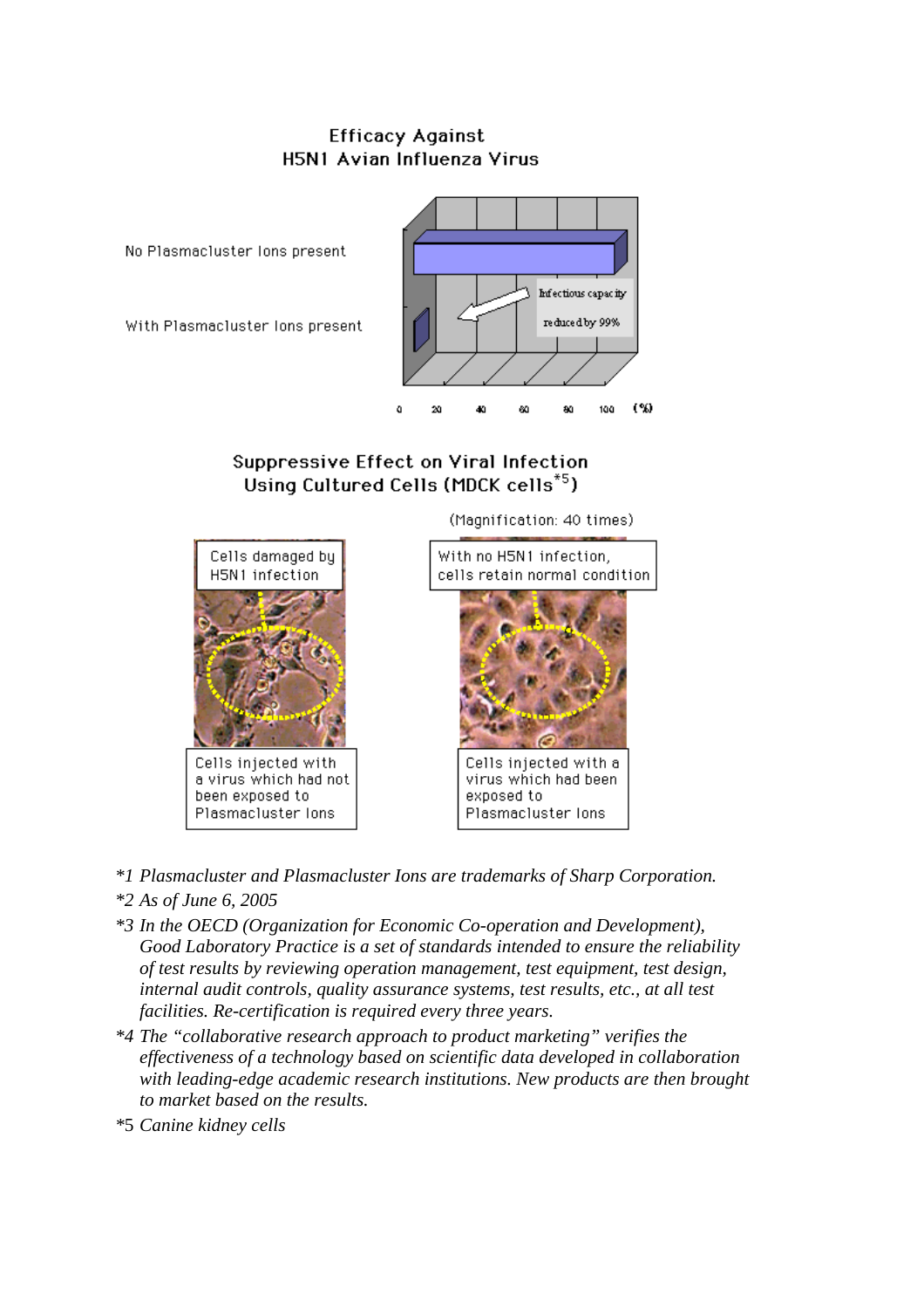## Efficacy Against H5N1 Avian Influenza Virus

No Plasmacluster Ions present

With Plasmacluster Ions present

Infectious capacity reduced by 99%

0 20 40 60 80 100 (%)

## Suppressive Effect on Viral Infection Using Cultured Cells (MDCK cells*5)

(Magnification: 40 times)

Cells damaged by H5N1 infection

Cells injected with a virus which had not been exposed to Plasmacluster Ions

With no H5N1 infection, cells retain normal condition

Cells injected with a virus which had been exposed to Plasmacluster Ions

*1 *Plasmacluster and Plasmacluster Ions are trademarks of Sharp Corporation.*

*2 *As of June 6, 2005*

*3 *In the OECD (Organization for Economic Co-operation and Development), Good Laboratory Practice is a set of standards intended to ensure the reliability of test results by reviewing operation management, test equipment, test design, internal audit controls, quality assurance systems, test results, etc., at all test facilities. Re-certification is required every three years.*

*4 *The "collaborative research approach to product marketing" verifies the effectiveness of a technology based on scientific data developed in collaboration with leading-edge academic research institutions. New products are then brought to market based on the results.*

*5 *Canine kidney cells*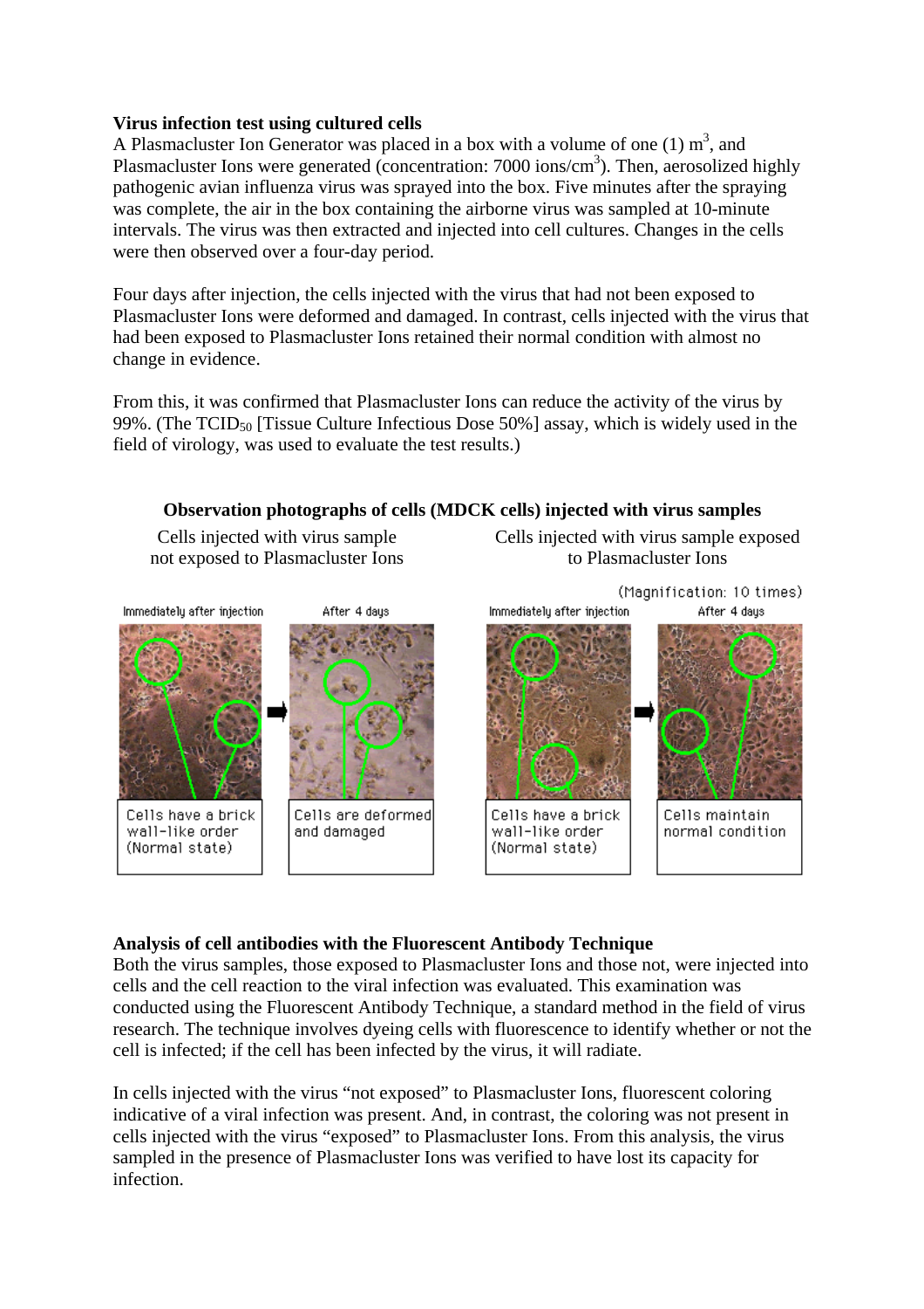**Virus infection test using cultured cells**

A Plasmacluster Ion Generator was placed in a box with a volume of one (1) $m^3$, and Plasmacluster Ions were generated (concentration: 7000 ions/$cm^3$). Then, aerosolized highly pathogenic avian influenza virus was sprayed into the box. Five minutes after the spraying was complete, the air in the box containing the airborne virus was sampled at 10-minute intervals. The virus was then extracted and injected into cell cultures. Changes in the cells were then observed over a four-day period.

Four days after injection, the cells injected with the virus that had not been exposed to Plasmacluster Ions were deformed and damaged. In contrast, cells injected with the virus that had been exposed to Plasmacluster Ions retained their normal condition with almost no change in evidence.

From this, it was confirmed that Plasmacluster Ions can reduce the activity of the virus by 99%. (The $TCID_{50}$ [Tissue Culture Infectious Dose 50%] assay, which is widely used in the field of virology, was used to evaluate the test results.)

**Observation photographs of cells (MDCK cells) injected with virus samples**

Cells injected with virus sample not exposed to Plasmacluster Ions

Cells injected with virus sample exposed to Plasmacluster Ions

(Magnification: 10 times)

| | Immediately after injection | After 4 days |
|---|---|---|
| Not exposed to Plasmacluster Ions | Cells have a brick wall-like order (Normal state) | Cells are deformed and damaged |
| Exposed to Plasmacluster Ions | Cells have a brick wall-like order (Normal state) | Cells maintain normal condition |

**Analysis of cell antibodies with the Fluorescent Antibody Technique**

Both the virus samples, those exposed to Plasmacluster Ions and those not, were injected into cells and the cell reaction to the viral infection was evaluated. This examination was conducted using the Fluorescent Antibody Technique, a standard method in the field of virus research. The technique involves dyeing cells with fluorescence to identify whether or not the cell is infected; if the cell has been infected by the virus, it will radiate.

In cells injected with the virus "not exposed" to Plasmacluster Ions, fluorescent coloring indicative of a viral infection was present. And, in contrast, the coloring was not present in cells injected with the virus "exposed" to Plasmacluster Ions. From this analysis, the virus sampled in the presence of Plasmacluster Ions was verified to have lost its capacity for infection.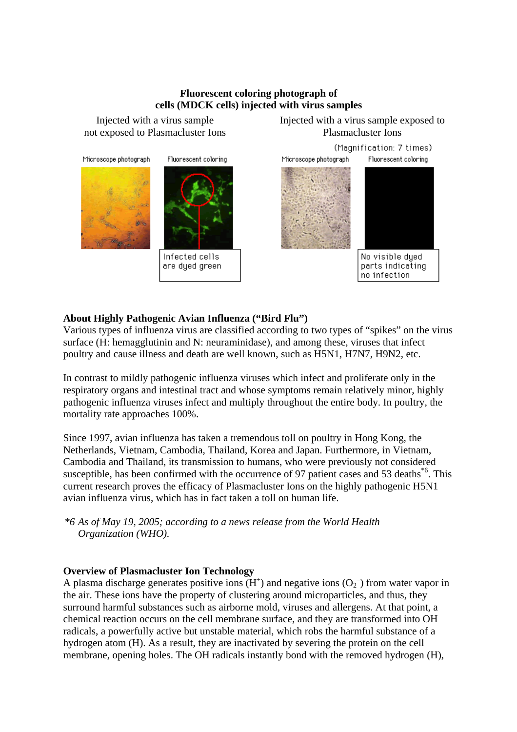**Fluorescent coloring photograph of cells (MDCK cells) injected with virus samples**

Injected with a virus sample not exposed to Plasmacluster Ions

Injected with a virus sample exposed to Plasmacluster Ions

(Magnification: 7 times)

Microscope photograph

Fluorescent coloring

Infected cells are dyed green

Microscope photograph

Fluorescent coloring

No visible dyed parts indicating no infection

**About Highly Pathogenic Avian Influenza (“Bird Flu”)**

Various types of influenza virus are classified according to two types of “spikes” on the virus surface (H: hemagglutinin and N: neuraminidase), and among these, viruses that infect poultry and cause illness and death are well known, such as H5N1, H7N7, H9N2, etc.

In contrast to mildly pathogenic influenza viruses which infect and proliferate only in the respiratory organs and intestinal tract and whose symptoms remain relatively minor, highly pathogenic influenza viruses infect and multiply throughout the entire body. In poultry, the mortality rate approaches 100%.

Since 1997, avian influenza has taken a tremendous toll on poultry in Hong Kong, the Netherlands, Vietnam, Cambodia, Thailand, Korea and Japan. Furthermore, in Vietnam, Cambodia and Thailand, its transmission to humans, who were previously not considered susceptible, has been confirmed with the occurrence of 97 patient cases and 53 deaths[*6]. This current research proves the efficacy of Plasmacluster Ions on the highly pathogenic H5N1 avian influenza virus, which has in fact taken a toll on human life.

*\*6 As of May 19, 2005; according to a news release from the World Health Organization (WHO).*

**Overview of Plasmacluster Ion Technology**

A plasma discharge generates positive ions ($H^+$) and negative ions ($O_2^-$) from water vapor in the air. These ions have the property of clustering around microparticles, and thus, they surround harmful substances such as airborne mold, viruses and allergens. At that point, a chemical reaction occurs on the cell membrane surface, and they are transformed into OH radicals, a powerfully active but unstable material, which robs the harmful substance of a hydrogen atom (H). As a result, they are inactivated by severing the protein on the cell membrane, opening holes. The OH radicals instantly bond with the removed hydrogen (H),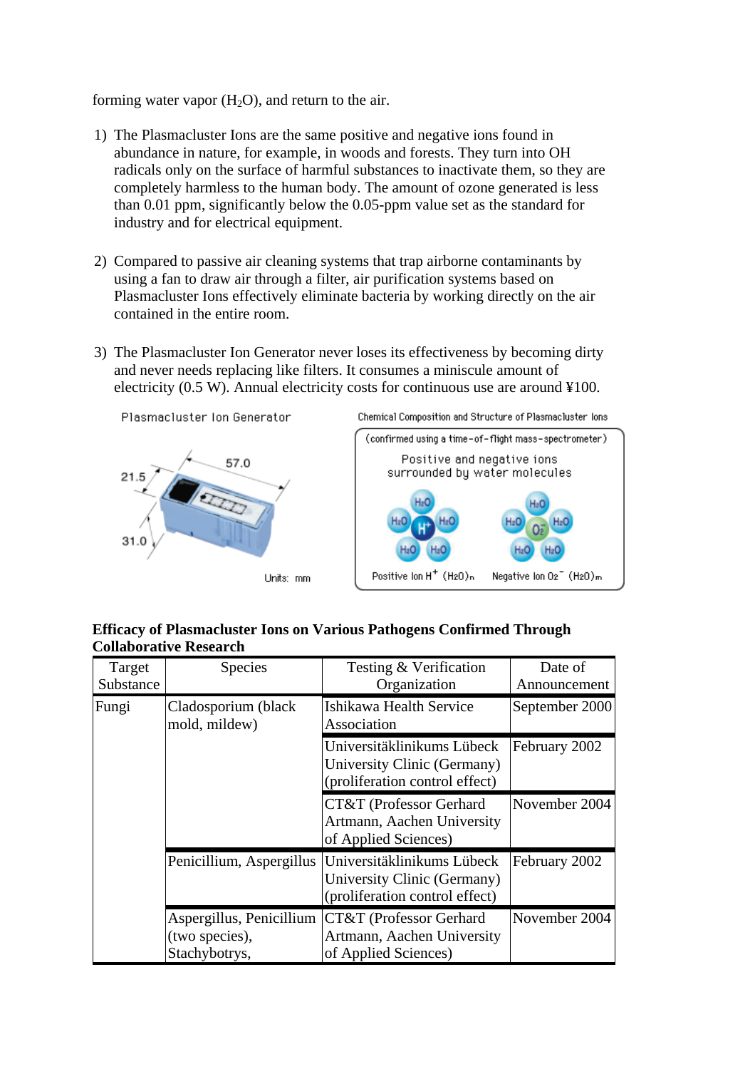forming water vapor ($H_2O$), and return to the air.

1) The Plasmacluster Ions are the same positive and negative ions found in abundance in nature, for example, in woods and forests. They turn into OH radicals only on the surface of harmful substances to inactivate them, so they are completely harmless to the human body. The amount of ozone generated is less than 0.01 ppm, significantly below the 0.05-ppm value set as the standard for industry and for electrical equipment.

2) Compared to passive air cleaning systems that trap airborne contaminants by using a fan to draw air through a filter, air purification systems based on Plasmacluster Ions effectively eliminate bacteria by working directly on the air contained in the entire room.

3) The Plasmacluster Ion Generator never loses its effectiveness by becoming dirty and never needs replacing like filters. It consumes a miniscule amount of electricity (0.5 W). Annual electricity costs for continuous use are around ¥100.

Plasmacluster Ion Generator

57.0

21.5

31.0

Units: mm

Chemical Composition and Structure of Plasmacluster Ions

(confirmed using a time-of-flight mass-spectrometer)

Positive and negative ions surrounded by water molecules

Positive Ion $H^+$ $(H_2O)_n$ Negative Ion $O_2^-$ $(H_2O)_m$

**Efficacy of Plasmacluster Ions on Various Pathogens Confirmed Through Collaborative Research**

| Target Substance | Species | Testing & Verification Organization | Date of Announcement |
|---|---|---|---|
| Fungi | Cladosporium (black mold, mildew) | Ishikawa Health Service Association | September 2000 |
| | | Universitäklinikums Lübeck University Clinic (Germany) (proliferation control effect) | February 2002 |
| | | CT&T (Professor Gerhard Artmann, Aachen University of Applied Sciences) | November 2004 |
| | Penicillium, Aspergillus | Universitäklinikums Lübeck University Clinic (Germany) (proliferation control effect) | February 2002 |
| | Aspergillus, Penicillium (two species), Stachybotrys, | CT&T (Professor Gerhard Artmann, Aachen University of Applied Sciences) | November 2004 |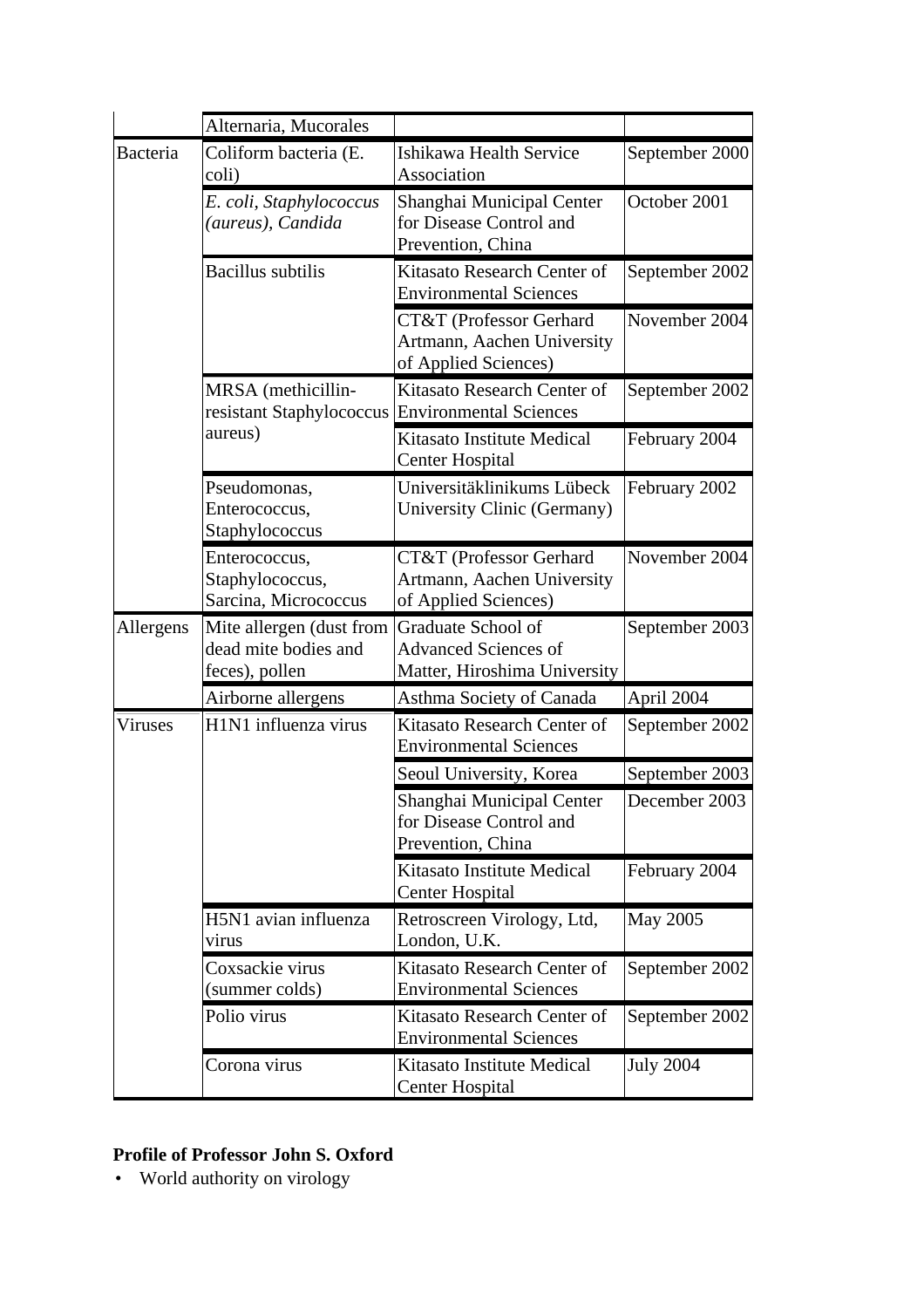| | | | |
|---|---|---|---|
| | Alternaria, Mucorales | | |
| Bacteria | Coliform bacteria (E. coli) | Ishikawa Health Service Association | September 2000 |
| | *E. coli, Staphylococcus (aureus), Candida* | Shanghai Municipal Center for Disease Control and Prevention, China | October 2001 |
| | Bacillus subtilis | Kitasato Research Center of Environmental Sciences | September 2002 |
| | | CT&T (Professor Gerhard Artmann, Aachen University of Applied Sciences) | November 2004 |
| | MRSA (methicillin-resistant Staphylococcus aureus) | Kitasato Research Center of Environmental Sciences | September 2002 |
| | | Kitasato Institute Medical Center Hospital | February 2004 |
| | Pseudomonas, Enterococcus, Staphylococcus | Universitäklinikums Lübeck University Clinic (Germany) | February 2002 |
| | Enterococcus, Staphylococcus, Sarcina, Micrococcus | CT&T (Professor Gerhard Artmann, Aachen University of Applied Sciences) | November 2004 |
| Allergens | Mite allergen (dust from dead mite bodies and feces), pollen | Graduate School of Advanced Sciences of Matter, Hiroshima University | September 2003 |
| | Airborne allergens | Asthma Society of Canada | April 2004 |
| Viruses | H1N1 influenza virus | Kitasato Research Center of Environmental Sciences | September 2002 |
| | | Seoul University, Korea | September 2003 |
| | | Shanghai Municipal Center for Disease Control and Prevention, China | December 2003 |
| | | Kitasato Institute Medical Center Hospital | February 2004 |
| | H5N1 avian influenza virus | Retroscreen Virology, Ltd, London, U.K. | May 2005 |
| | Coxsackie virus (summer colds) | Kitasato Research Center of Environmental Sciences | September 2002 |
| | Polio virus | Kitasato Research Center of Environmental Sciences | September 2002 |
| | Corona virus | Kitasato Institute Medical Center Hospital | July 2004 |

**Profile of Professor John S. Oxford**

- World authority on virology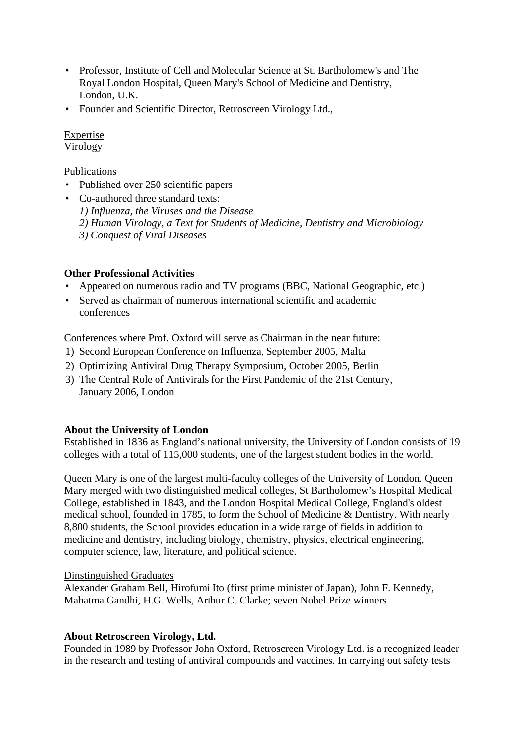- Professor, Institute of Cell and Molecular Science at St. Bartholomew's and The Royal London Hospital, Queen Mary's School of Medicine and Dentistry, London, U.K.
- Founder and Scientific Director, Retroscreen Virology Ltd.,

Expertise
Virology

Publications

- Published over 250 scientific papers
- Co-authored three standard texts:
  *1) Influenza, the Viruses and the Disease*
  *2) Human Virology, a Text for Students of Medicine, Dentistry and Microbiology*
  *3) Conquest of Viral Diseases*

**Other Professional Activities**

- Appeared on numerous radio and TV programs (BBC, National Geographic, etc.)
- Served as chairman of numerous international scientific and academic conferences

Conferences where Prof. Oxford will serve as Chairman in the near future:

1) Second European Conference on Influenza, September 2005, Malta
2) Optimizing Antiviral Drug Therapy Symposium, October 2005, Berlin
3) The Central Role of Antivirals for the First Pandemic of the 21st Century, January 2006, London

**About the University of London**
Established in 1836 as England's national university, the University of London consists of 19 colleges with a total of 115,000 students, one of the largest student bodies in the world.

Queen Mary is one of the largest multi-faculty colleges of the University of London. Queen Mary merged with two distinguished medical colleges, St Bartholomew's Hospital Medical College, established in 1843, and the London Hospital Medical College, England's oldest medical school, founded in 1785, to form the School of Medicine & Dentistry. With nearly 8,800 students, the School provides education in a wide range of fields in addition to medicine and dentistry, including biology, chemistry, physics, electrical engineering, computer science, law, literature, and political science.

Dinstinguished Graduates
Alexander Graham Bell, Hirofumi Ito (first prime minister of Japan), John F. Kennedy, Mahatma Gandhi, H.G. Wells, Arthur C. Clarke; seven Nobel Prize winners.

**About Retroscreen Virology, Ltd.**
Founded in 1989 by Professor John Oxford, Retroscreen Virology Ltd. is a recognized leader in the research and testing of antiviral compounds and vaccines. In carrying out safety tests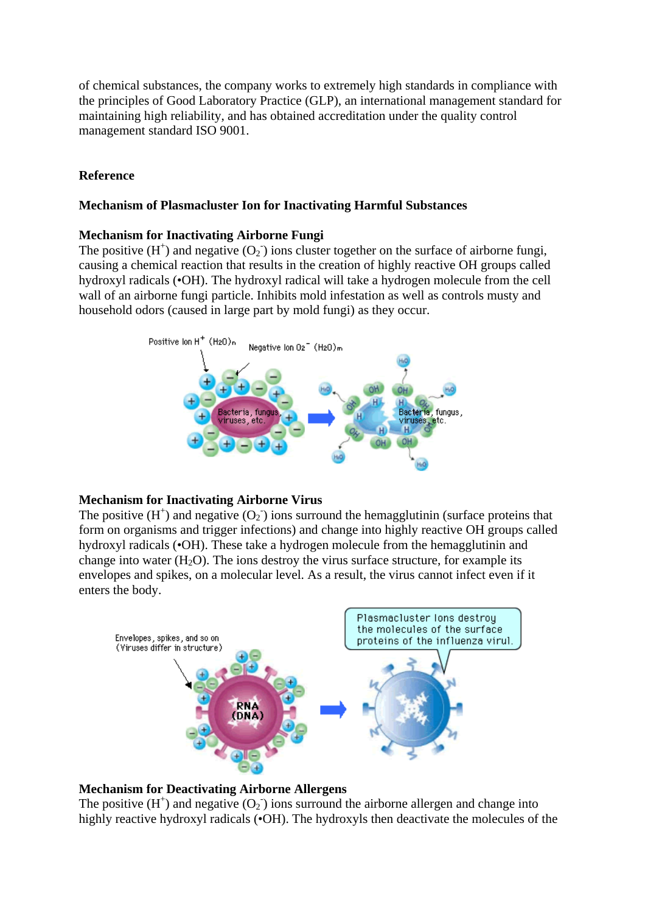of chemical substances, the company works to extremely high standards in compliance with the principles of Good Laboratory Practice (GLP), an international management standard for maintaining high reliability, and has obtained accreditation under the quality control management standard ISO 9001.

**Reference**

**Mechanism of Plasmacluster Ion for Inactivating Harmful Substances**

**Mechanism for Inactivating Airborne Fungi**
The positive ($H^+$) and negative ($O_2^-$) ions cluster together on the surface of airborne fungi, causing a chemical reaction that results in the creation of highly reactive OH groups called hydroxyl radicals (•OH). The hydroxyl radical will take a hydrogen molecule from the cell wall of an airborne fungi particle. Inhibits mold infestation as well as controls musty and household odors (caused in large part by mold fungi) as they occur.

**Mechanism for Inactivating Airborne Virus**
The positive ($H^+$) and negative ($O_2^-$) ions surround the hemagglutinin (surface proteins that form on organisms and trigger infections) and change into highly reactive OH groups called hydroxyl radicals (•OH). These take a hydrogen molecule from the hemagglutinin and change into water ($H_2O$). The ions destroy the virus surface structure, for example its envelopes and spikes, on a molecular level. As a result, the virus cannot infect even if it enters the body.

**Mechanism for Deactivating Airborne Allergens**
The positive ($H^+$) and negative ($O_2^-$) ions surround the airborne allergen and change into highly reactive hydroxyl radicals (•OH). The hydroxyls then deactivate the molecules of the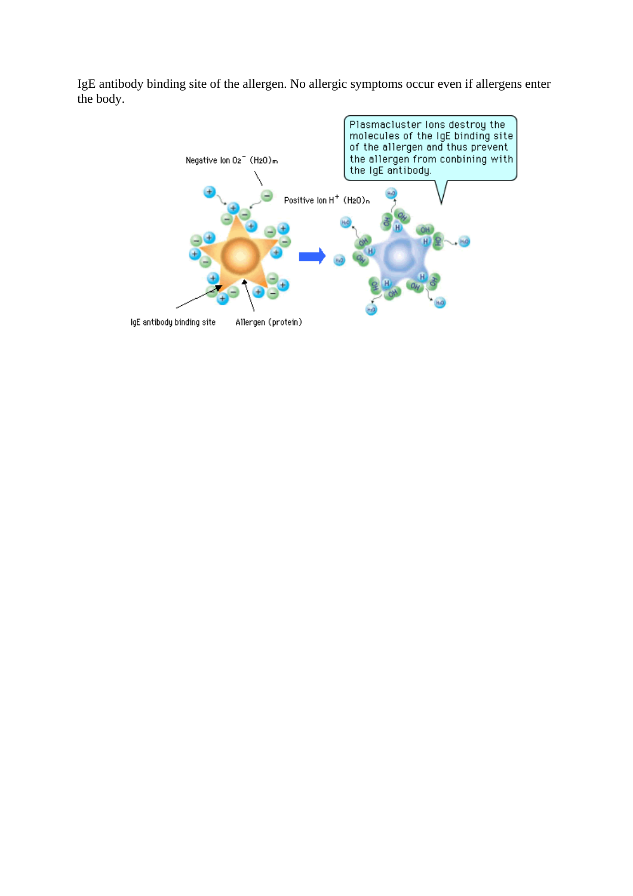IgE antibody binding site of the allergen. No allergic symptoms occur even if allergens enter the body.

Plasmacluster Ions destroy the molecules of the IgE binding site of the allergen and thus prevent the allergen from conbining with the IgE antibody.

Negative Ion $O_2^-$ $(H_2O)_m$

Positive Ion $H^+$ $(H_2O)_n$

IgE antibody binding site

Allergen (protein)